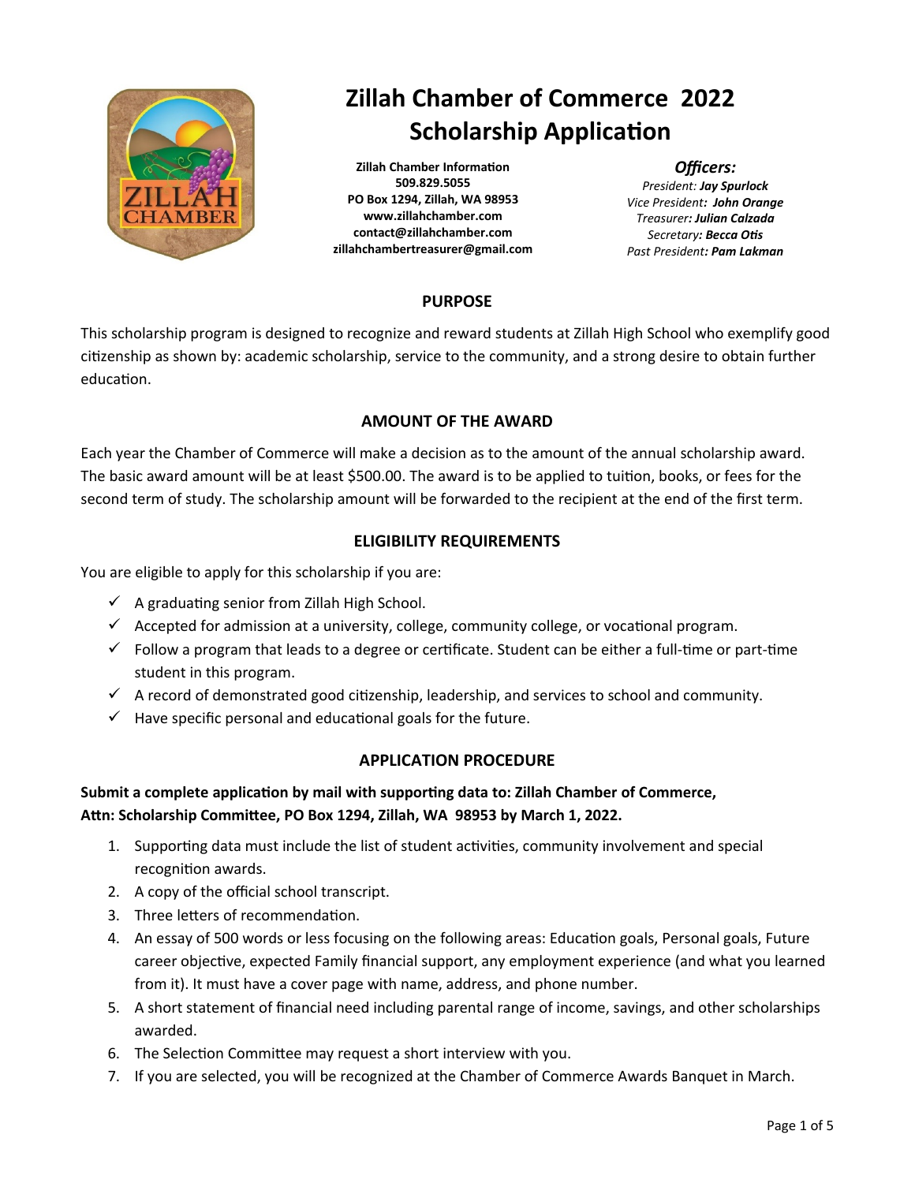# Zillah Chamber of Commerce 2022 Scholarship Application

**Zillah Chamber Information**
**509.829.5055**
**PO Box 1294, Zillah, WA 98953**
**www.zillahchamber.com**
**contact@zillahchamber.com**
**zillahchambertreasurer@gmail.com**

***Officers:***
*President: **Jay Spurlock***
*Vice President**: John Orange***
*Treasurer**: Julian Calzada***
*Secretary**: Becca Otis***
*Past President**: Pam Lakman***

## PURPOSE

This scholarship program is designed to recognize and reward students at Zillah High School who exemplify good citizenship as shown by: academic scholarship, service to the community, and a strong desire to obtain further education.

## AMOUNT OF THE AWARD

Each year the Chamber of Commerce will make a decision as to the amount of the annual scholarship award. The basic award amount will be at least $500.00. The award is to be applied to tuition, books, or fees for the second term of study. The scholarship amount will be forwarded to the recipient at the end of the first term.

## ELIGIBILITY REQUIREMENTS

You are eligible to apply for this scholarship if you are:

- ✓ A graduating senior from Zillah High School.
- ✓ Accepted for admission at a university, college, community college, or vocational program.
- ✓ Follow a program that leads to a degree or certificate. Student can be either a full-time or part-time student in this program.
- ✓ A record of demonstrated good citizenship, leadership, and services to school and community.
- ✓ Have specific personal and educational goals for the future.

## APPLICATION PROCEDURE

**Submit a complete application by mail with supporting data to: Zillah Chamber of Commerce, Attn: Scholarship Committee, PO Box 1294, Zillah, WA 98953 by March 1, 2022.**

1. Supporting data must include the list of student activities, community involvement and special recognition awards.
2. A copy of the official school transcript.
3. Three letters of recommendation.
4. An essay of 500 words or less focusing on the following areas: Education goals, Personal goals, Future career objective, expected Family financial support, any employment experience (and what you learned from it). It must have a cover page with name, address, and phone number.
5. A short statement of financial need including parental range of income, savings, and other scholarships awarded.
6. The Selection Committee may request a short interview with you.
7. If you are selected, you will be recognized at the Chamber of Commerce Awards Banquet in March.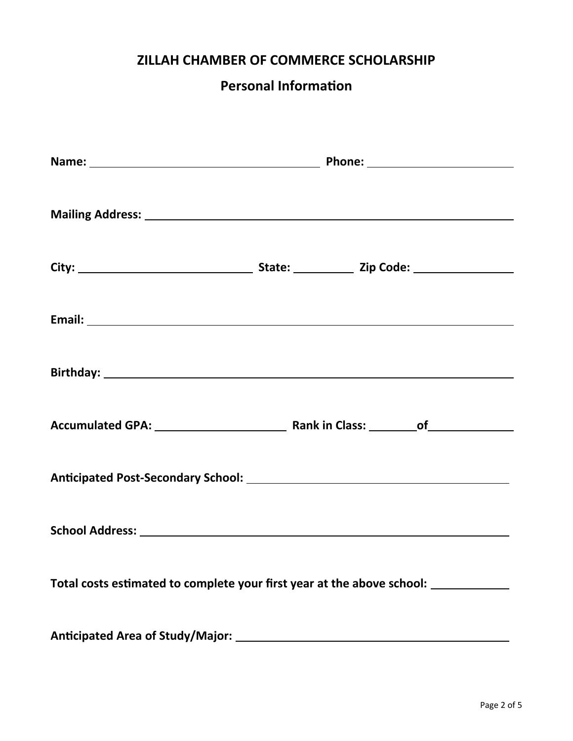# ZILLAH CHAMBER OF COMMERCE SCHOLARSHIP

## Personal Information

**Name:** ______________________________ **Phone:** ____________________

**Mailing Address:** ______________________________________________

**City:** ______________________ **State:** ________ **Zip Code:** ______________

**Email:** ______________________________________________________

**Birthday:** ____________________________________________________

**Accumulated GPA:** __________________ **Rank in Class:** _______ **of** ___________

**Anticipated Post-Secondary School:** ___________________________________

**School Address:** ______________________________________________

**Total costs estimated to complete your first year at the above school:** ___________

**Anticipated Area of Study/Major:** ____________________________________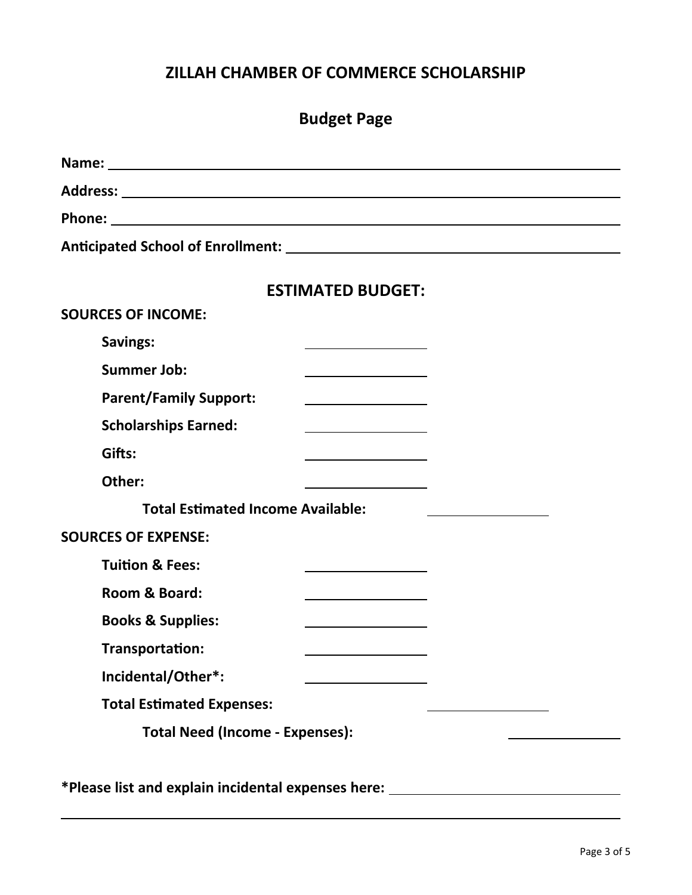# ZILLAH CHAMBER OF COMMERCE SCHOLARSHIP

## Budget Page

**Name:** ______________________________

**Address:** ______________________________

**Phone:** ______________________________

**Anticipated School of Enrollment:** ______________________________

## ESTIMATED BUDGET:

**SOURCES OF INCOME:**

- **Savings:** ____________
- **Summer Job:** ____________
- **Parent/Family Support:** ____________
- **Scholarships Earned:** ____________
- **Gifts:** ____________
- **Other:** ____________

**Total Estimated Income Available:** ____________

**SOURCES OF EXPENSE:**

- **Tuition & Fees:** ____________
- **Room & Board:** ____________
- **Books & Supplies:** ____________
- **Transportation:** ____________
- **Incidental/Other*:** ____________

**Total Estimated Expenses:** ____________

**Total Need (Income - Expenses):** ____________

**\*Please list and explain incidental expenses here:** ______________________________

______________________________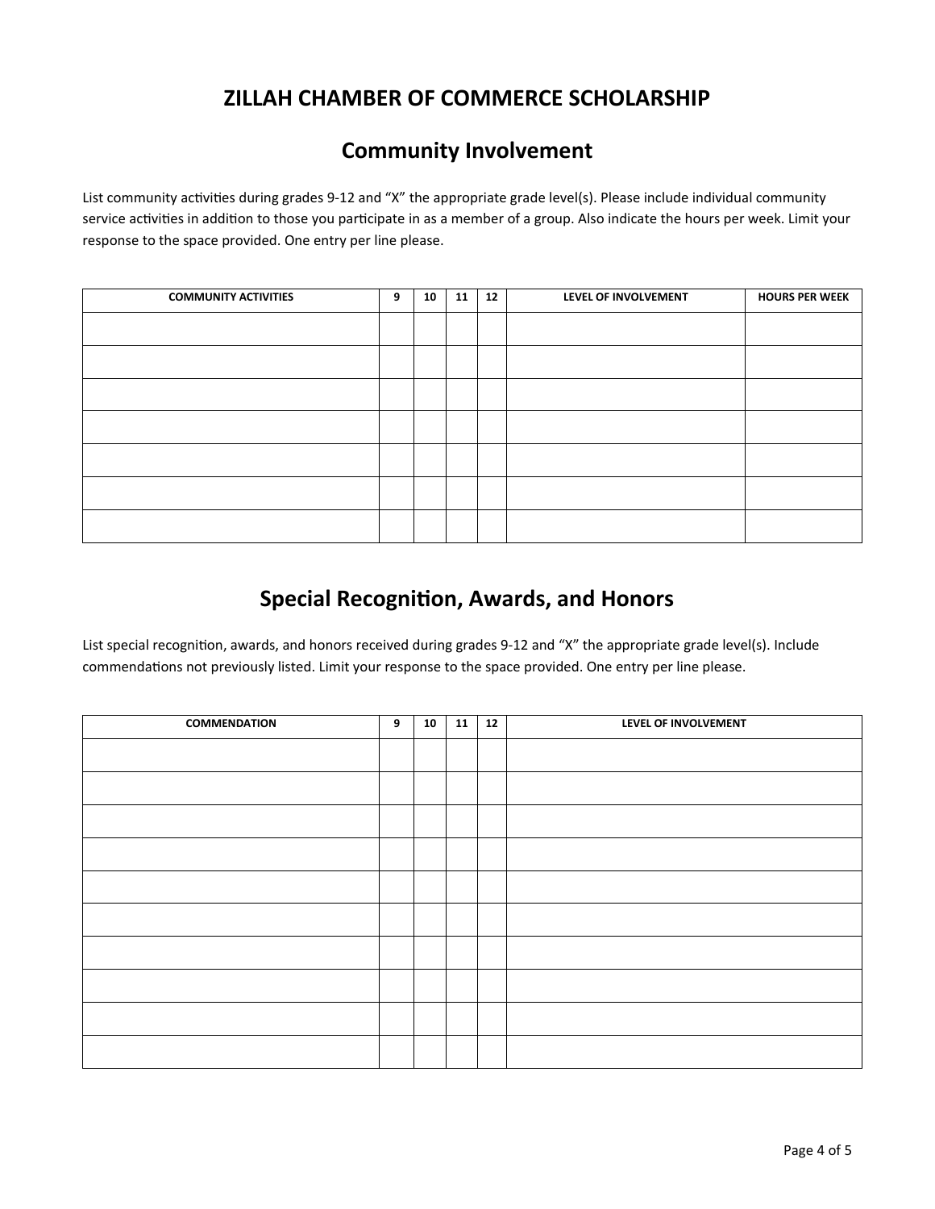# ZILLAH CHAMBER OF COMMERCE SCHOLARSHIP

## Community Involvement

List community activities during grades 9-12 and "X" the appropriate grade level(s). Please include individual community service activities in addition to those you participate in as a member of a group. Also indicate the hours per week. Limit your response to the space provided. One entry per line please.

| COMMUNITY ACTIVITIES | 9 | 10 | 11 | 12 | LEVEL OF INVOLVEMENT | HOURS PER WEEK |
|---|---|---|---|---|---|---|
| | | | | | | |
| | | | | | | |
| | | | | | | |
| | | | | | | |
| | | | | | | |
| | | | | | | |
| | | | | | | |

## Special Recognition, Awards, and Honors

List special recognition, awards, and honors received during grades 9-12 and "X" the appropriate grade level(s). Include commendations not previously listed. Limit your response to the space provided. One entry per line please.

| COMMENDATION | 9 | 10 | 11 | 12 | LEVEL OF INVOLVEMENT |
|---|---|---|---|---|---|
| | | | | | |
| | | | | | |
| | | | | | |
| | | | | | |
| | | | | | |
| | | | | | |
| | | | | | |
| | | | | | |
| | | | | | |
| | | | | | |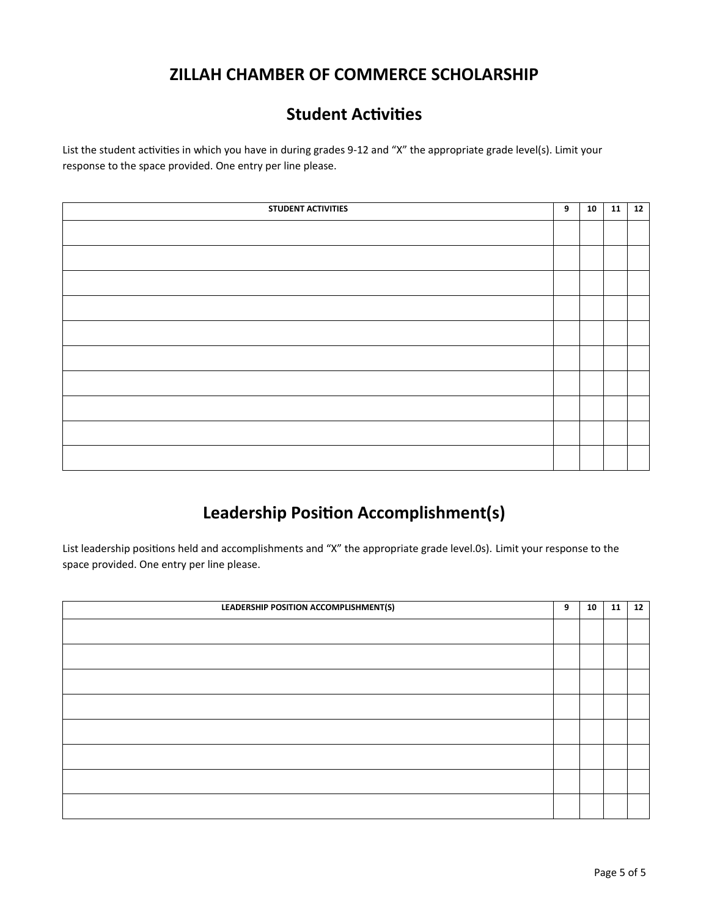# ZILLAH CHAMBER OF COMMERCE SCHOLARSHIP

## Student Activities

List the student activities in which you have in during grades 9-12 and "X" the appropriate grade level(s). Limit your response to the space provided. One entry per line please.

| STUDENT ACTIVITIES | 9 | 10 | 11 | 12 |
|---|---|---|---|---|
| | | | | |
| | | | | |
| | | | | |
| | | | | |
| | | | | |
| | | | | |
| | | | | |
| | | | | |
| | | | | |
| | | | | |

## Leadership Position Accomplishment(s)

List leadership positions held and accomplishments and "X" the appropriate grade level.0s). Limit your response to the space provided. One entry per line please.

| LEADERSHIP POSITION ACCOMPLISHMENT(S) | 9 | 10 | 11 | 12 |
|---|---|---|---|---|
| | | | | |
| | | | | |
| | | | | |
| | | | | |
| | | | | |
| | | | | |
| | | | | |
| | | | | |